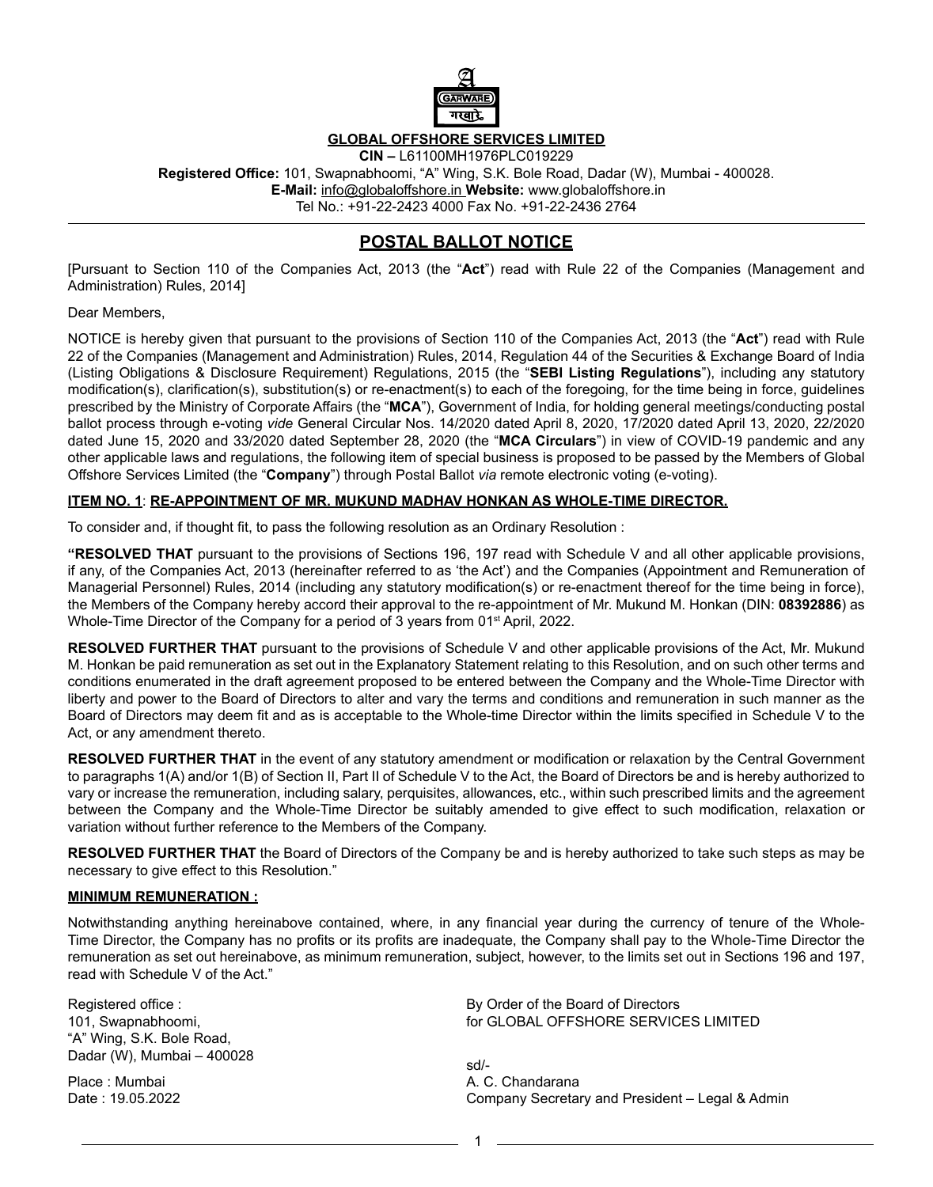**GLOBAL OFFSHORE SERVICES LIMITED**

**CIN –** L61100MH1976PLC019229

**Registered Office:** 101, Swapnabhoomi, "A" Wing, S.K. Bole Road, Dadar (W), Mumbai - 400028.

**E-Mail:** info@globaloffshore.in **Website:** www.globaloffshore.in

Tel No.: +91-22-2423 4000 Fax No. +91-22-2436 2764

# POSTAL BALLOT NOTICE

[Pursuant to Section 110 of the Companies Act, 2013 (the "**Act**") read with Rule 22 of the Companies (Management and Administration) Rules, 2014]

Dear Members,

NOTICE is hereby given that pursuant to the provisions of Section 110 of the Companies Act, 2013 (the "**Act**") read with Rule 22 of the Companies (Management and Administration) Rules, 2014, Regulation 44 of the Securities & Exchange Board of India (Listing Obligations & Disclosure Requirement) Regulations, 2015 (the "**SEBI Listing Regulations**"), including any statutory modification(s), clarification(s), substitution(s) or re-enactment(s) to each of the foregoing, for the time being in force, guidelines prescribed by the Ministry of Corporate Affairs (the "**MCA**"), Government of India, for holding general meetings/conducting postal ballot process through e-voting *vide* General Circular Nos. 14/2020 dated April 8, 2020, 17/2020 dated April 13, 2020, 22/2020 dated June 15, 2020 and 33/2020 dated September 28, 2020 (the "**MCA Circulars**") in view of COVID-19 pandemic and any other applicable laws and regulations, the following item of special business is proposed to be passed by the Members of Global Offshore Services Limited (the "**Company**") through Postal Ballot *via* remote electronic voting (e-voting).

**ITEM NO. 1**: **RE-APPOINTMENT OF MR. MUKUND MADHAV HONKAN AS WHOLE-TIME DIRECTOR.**

To consider and, if thought fit, to pass the following resolution as an Ordinary Resolution :

**"RESOLVED THAT** pursuant to the provisions of Sections 196, 197 read with Schedule V and all other applicable provisions, if any, of the Companies Act, 2013 (hereinafter referred to as 'the Act') and the Companies (Appointment and Remuneration of Managerial Personnel) Rules, 2014 (including any statutory modification(s) or re-enactment thereof for the time being in force), the Members of the Company hereby accord their approval to the re-appointment of Mr. Mukund M. Honkan (DIN: **08392886**) as Whole-Time Director of the Company for a period of 3 years from 01st April, 2022.

**RESOLVED FURTHER THAT** pursuant to the provisions of Schedule V and other applicable provisions of the Act, Mr. Mukund M. Honkan be paid remuneration as set out in the Explanatory Statement relating to this Resolution, and on such other terms and conditions enumerated in the draft agreement proposed to be entered between the Company and the Whole-Time Director with liberty and power to the Board of Directors to alter and vary the terms and conditions and remuneration in such manner as the Board of Directors may deem fit and as is acceptable to the Whole-time Director within the limits specified in Schedule V to the Act, or any amendment thereto.

**RESOLVED FURTHER THAT** in the event of any statutory amendment or modification or relaxation by the Central Government to paragraphs 1(A) and/or 1(B) of Section II, Part II of Schedule V to the Act, the Board of Directors be and is hereby authorized to vary or increase the remuneration, including salary, perquisites, allowances, etc., within such prescribed limits and the agreement between the Company and the Whole-Time Director be suitably amended to give effect to such modification, relaxation or variation without further reference to the Members of the Company.

**RESOLVED FURTHER THAT** the Board of Directors of the Company be and is hereby authorized to take such steps as may be necessary to give effect to this Resolution."

**MINIMUM REMUNERATION :**

Notwithstanding anything hereinabove contained, where, in any financial year during the currency of tenure of the Whole-Time Director, the Company has no profits or its profits are inadequate, the Company shall pay to the Whole-Time Director the remuneration as set out hereinabove, as minimum remuneration, subject, however, to the limits set out in Sections 196 and 197, read with Schedule V of the Act."

Registered office :
101, Swapnabhoomi,
"A" Wing, S.K. Bole Road,
Dadar (W), Mumbai – 400028

Place : Mumbai
Date : 19.05.2022

By Order of the Board of Directors
for GLOBAL OFFSHORE SERVICES LIMITED

sd/-
A. C. Chandarana
Company Secretary and President – Legal & Admin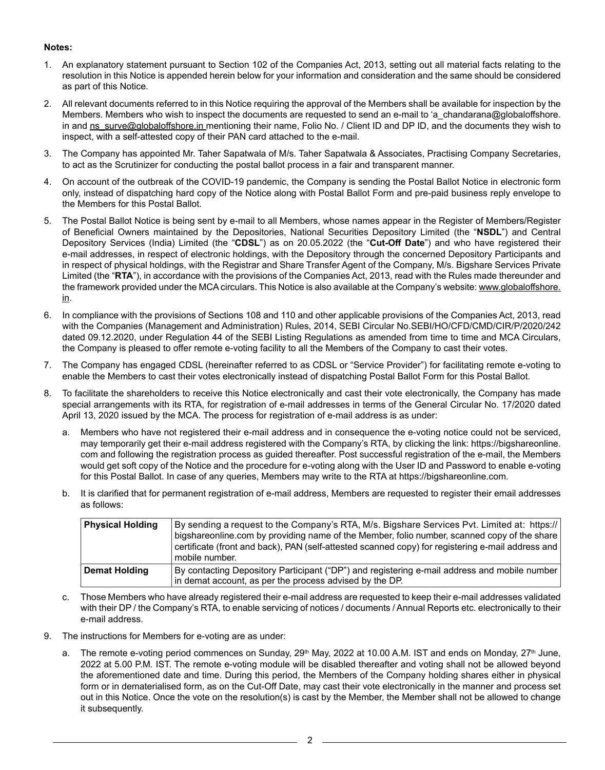**Notes:**

1. An explanatory statement pursuant to Section 102 of the Companies Act, 2013, setting out all material facts relating to the resolution in this Notice is appended herein below for your information and consideration and the same should be considered as part of this Notice.

2. All relevant documents referred to in this Notice requiring the approval of the Members shall be available for inspection by the Members. Members who wish to inspect the documents are requested to send an e-mail to 'a_chandarana@globaloffshore.in and ns_surve@globaloffshore.in mentioning their name, Folio No. / Client ID and DP ID, and the documents they wish to inspect, with a self-attested copy of their PAN card attached to the e-mail.

3. The Company has appointed Mr. Taher Sapatwala of M/s. Taher Sapatwala & Associates, Practising Company Secretaries, to act as the Scrutinizer for conducting the postal ballot process in a fair and transparent manner.

4. On account of the outbreak of the COVID-19 pandemic, the Company is sending the Postal Ballot Notice in electronic form only, instead of dispatching hard copy of the Notice along with Postal Ballot Form and pre-paid business reply envelope to the Members for this Postal Ballot.

5. The Postal Ballot Notice is being sent by e-mail to all Members, whose names appear in the Register of Members/Register of Beneficial Owners maintained by the Depositories, National Securities Depository Limited (the "**NSDL**") and Central Depository Services (India) Limited (the "**CDSL**") as on 20.05.2022 (the "**Cut-Off Date**") and who have registered their e-mail addresses, in respect of electronic holdings, with the Depository through the concerned Depository Participants and in respect of physical holdings, with the Registrar and Share Transfer Agent of the Company, M/s. Bigshare Services Private Limited (the "**RTA**"), in accordance with the provisions of the Companies Act, 2013, read with the Rules made thereunder and the framework provided under the MCA circulars. This Notice is also available at the Company's website: www.globaloffshore.in.

6. In compliance with the provisions of Sections 108 and 110 and other applicable provisions of the Companies Act, 2013, read with the Companies (Management and Administration) Rules, 2014, SEBI Circular No.SEBI/HO/CFD/CMD/CIR/P/2020/242 dated 09.12.2020, under Regulation 44 of the SEBI Listing Regulations as amended from time to time and MCA Circulars, the Company is pleased to offer remote e-voting facility to all the Members of the Company to cast their votes.

7. The Company has engaged CDSL (hereinafter referred to as CDSL or "Service Provider") for facilitating remote e-voting to enable the Members to cast their votes electronically instead of dispatching Postal Ballot Form for this Postal Ballot.

8. To facilitate the shareholders to receive this Notice electronically and cast their vote electronically, the Company has made special arrangements with its RTA, for registration of e-mail addresses in terms of the General Circular No. 17/2020 dated April 13, 2020 issued by the MCA. The process for registration of e-mail address is as under:

   a. Members who have not registered their e-mail address and in consequence the e-voting notice could not be serviced, may temporarily get their e-mail address registered with the Company's RTA, by clicking the link: https://bigshareonline.com and following the registration process as guided thereafter. Post successful registration of the e-mail, the Members would get soft copy of the Notice and the procedure for e-voting along with the User ID and Password to enable e-voting for this Postal Ballot. In case of any queries, Members may write to the RTA at https://bigshareonline.com.

   b. It is clarified that for permanent registration of e-mail address, Members are requested to register their email addresses as follows:

| **Physical Holding** | By sending a request to the Company's RTA, M/s. Bigshare Services Pvt. Limited at: https://bigshareonline.com by providing name of the Member, folio number, scanned copy of the share certificate (front and back), PAN (self-attested scanned copy) for registering e-mail address and mobile number. |
|---|---|
| **Demat Holding** | By contacting Depository Participant ("DP") and registering e-mail address and mobile number in demat account, as per the process advised by the DP. |

   c. Those Members who have already registered their e-mail address are requested to keep their e-mail addresses validated with their DP / the Company's RTA, to enable servicing of notices / documents / Annual Reports etc. electronically to their e-mail address.

9. The instructions for Members for e-voting are as under:

   a. The remote e-voting period commences on Sunday, 29th May, 2022 at 10.00 A.M. IST and ends on Monday, 27th June, 2022 at 5.00 P.M. IST. The remote e-voting module will be disabled thereafter and voting shall not be allowed beyond the aforementioned date and time. During this period, the Members of the Company holding shares either in physical form or in dematerialised form, as on the Cut-Off Date, may cast their vote electronically in the manner and process set out in this Notice. Once the vote on the resolution(s) is cast by the Member, the Member shall not be allowed to change it subsequently.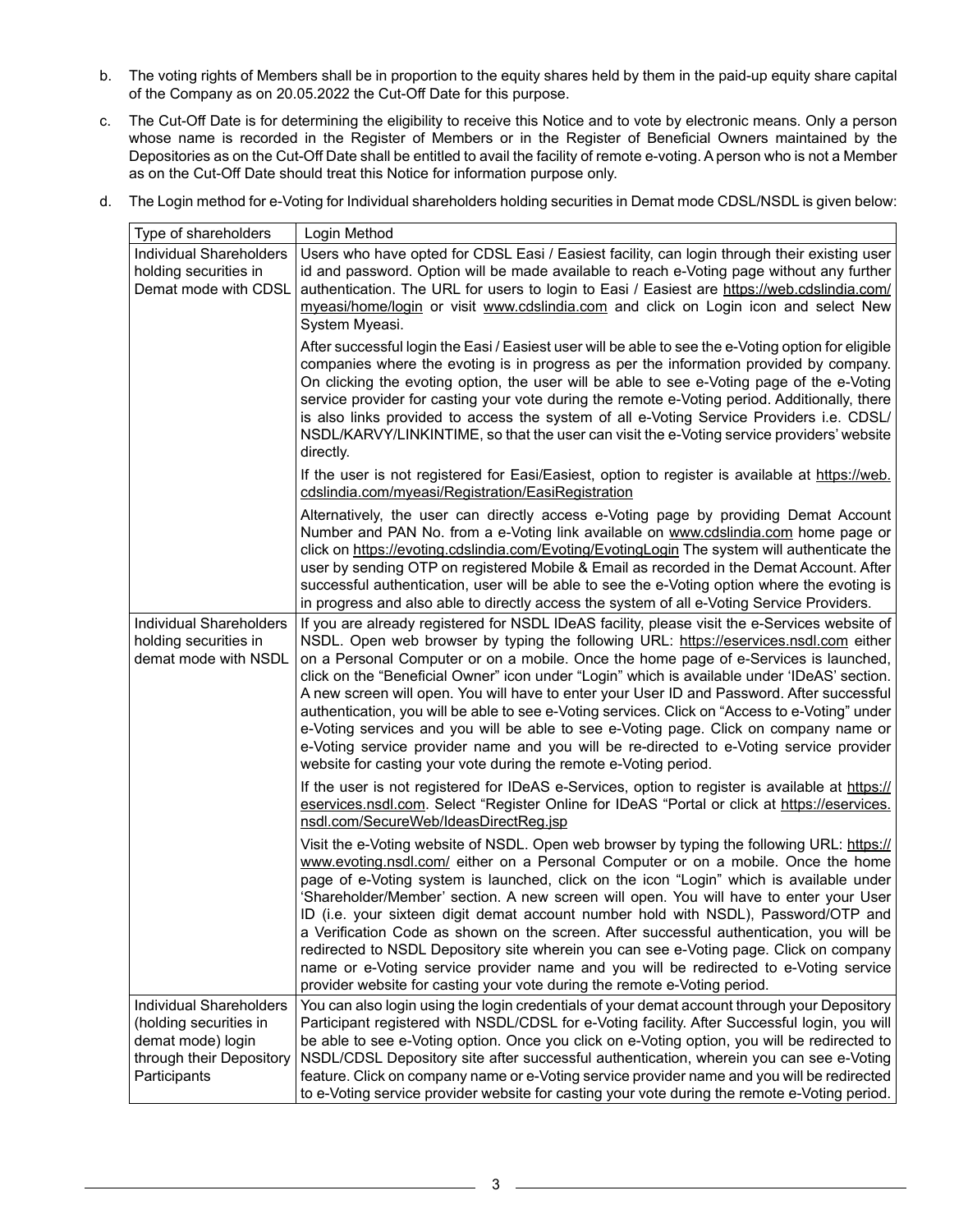b. The voting rights of Members shall be in proportion to the equity shares held by them in the paid-up equity share capital of the Company as on 20.05.2022 the Cut-Off Date for this purpose.

c. The Cut-Off Date is for determining the eligibility to receive this Notice and to vote by electronic means. Only a person whose name is recorded in the Register of Members or in the Register of Beneficial Owners maintained by the Depositories as on the Cut-Off Date shall be entitled to avail the facility of remote e-voting. A person who is not a Member as on the Cut-Off Date should treat this Notice for information purpose only.

d. The Login method for e-Voting for Individual shareholders holding securities in Demat mode CDSL/NSDL is given below:

| Type of shareholders | Login Method |
|---|---|
| Individual Shareholders holding securities in Demat mode with CDSL | Users who have opted for CDSL Easi / Easiest facility, can login through their existing user id and password. Option will be made available to reach e-Voting page without any further authentication. The URL for users to login to Easi / Easiest are https://web.cdslindia.com/myeasi/home/login or visit www.cdslindia.com and click on Login icon and select New System Myeasi.<br><br>After successful login the Easi / Easiest user will be able to see the e-Voting option for eligible companies where the evoting is in progress as per the information provided by company. On clicking the evoting option, the user will be able to see e-Voting page of the e-Voting service provider for casting your vote during the remote e-Voting period. Additionally, there is also links provided to access the system of all e-Voting Service Providers i.e. CDSL/NSDL/KARVY/LINKINTIME, so that the user can visit the e-Voting service providers' website directly.<br><br>If the user is not registered for Easi/Easiest, option to register is available at https://web.cdslindia.com/myeasi/Registration/EasiRegistration<br><br>Alternatively, the user can directly access e-Voting page by providing Demat Account Number and PAN No. from a e-Voting link available on www.cdslindia.com home page or click on https://evoting.cdslindia.com/Evoting/EvotingLogin The system will authenticate the user by sending OTP on registered Mobile & Email as recorded in the Demat Account. After successful authentication, user will be able to see the e-Voting option where the evoting is in progress and also able to directly access the system of all e-Voting Service Providers. |
| Individual Shareholders holding securities in demat mode with NSDL | If you are already registered for NSDL IDeAS facility, please visit the e-Services website of NSDL. Open web browser by typing the following URL: https://eservices.nsdl.com either on a Personal Computer or on a mobile. Once the home page of e-Services is launched, click on the "Beneficial Owner" icon under "Login" which is available under 'IDeAS' section. A new screen will open. You will have to enter your User ID and Password. After successful authentication, you will be able to see e-Voting services. Click on "Access to e-Voting" under e-Voting services and you will be able to see e-Voting page. Click on company name or e-Voting service provider name and you will be re-directed to e-Voting service provider website for casting your vote during the remote e-Voting period.<br><br>If the user is not registered for IDeAS e-Services, option to register is available at https://eservices.nsdl.com. Select "Register Online for IDeAS "Portal or click at https://eservices.nsdl.com/SecureWeb/IdeasDirectReg.jsp<br><br>Visit the e-Voting website of NSDL. Open web browser by typing the following URL: https://www.evoting.nsdl.com/ either on a Personal Computer or on a mobile. Once the home page of e-Voting system is launched, click on the icon "Login" which is available under 'Shareholder/Member' section. A new screen will open. You will have to enter your User ID (i.e. your sixteen digit demat account number hold with NSDL), Password/OTP and a Verification Code as shown on the screen. After successful authentication, you will be redirected to NSDL Depository site wherein you can see e-Voting page. Click on company name or e-Voting service provider name and you will be redirected to e-Voting service provider website for casting your vote during the remote e-Voting period. |
| Individual Shareholders (holding securities in demat mode) login through their Depository Participants | You can also login using the login credentials of your demat account through your Depository Participant registered with NSDL/CDSL for e-Voting facility. After Successful login, you will be able to see e-Voting option. Once you click on e-Voting option, you will be redirected to NSDL/CDSL Depository site after successful authentication, wherein you can see e-Voting feature. Click on company name or e-Voting service provider name and you will be redirected to e-Voting service provider website for casting your vote during the remote e-Voting period. |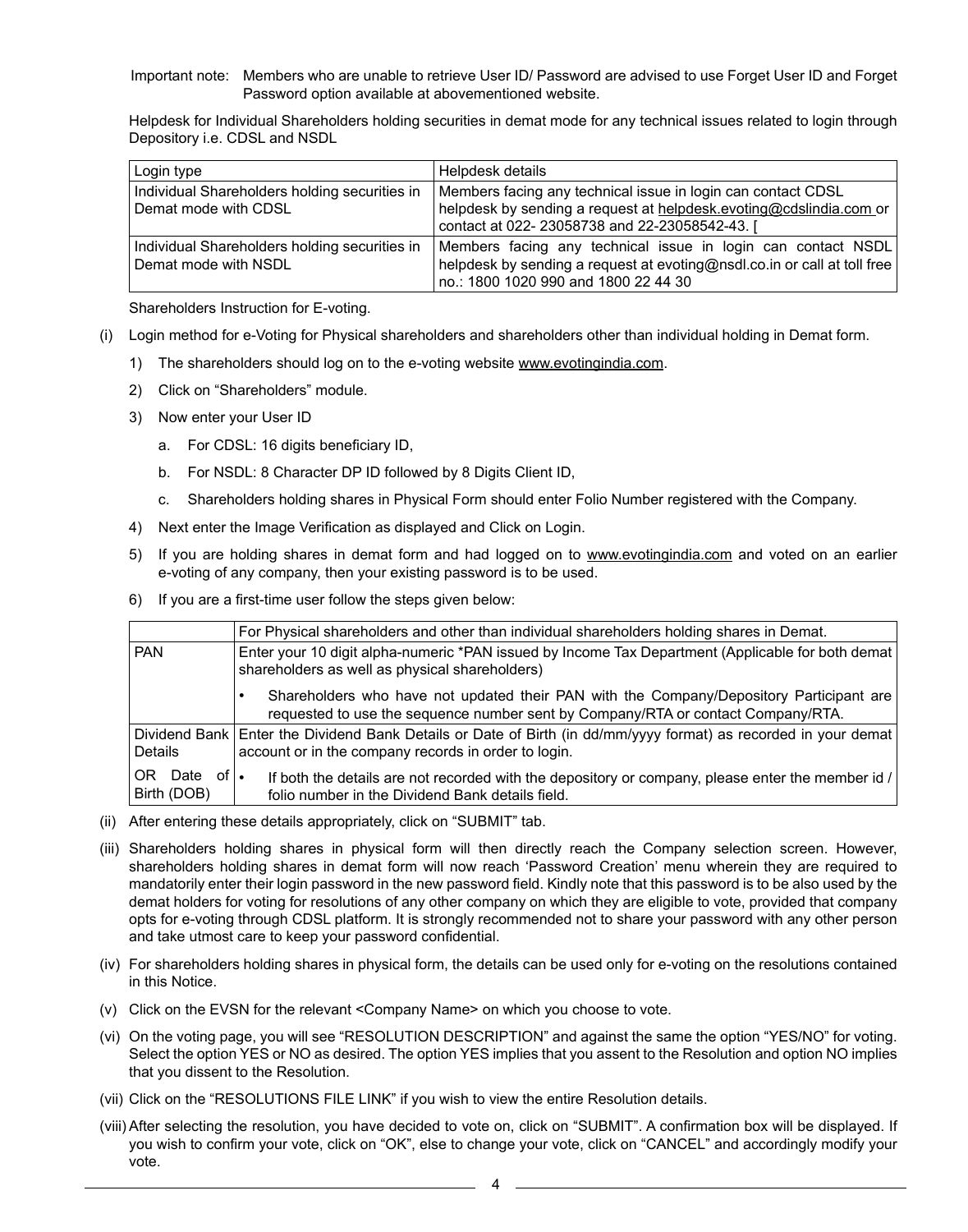Important note: Members who are unable to retrieve User ID/ Password are advised to use Forget User ID and Forget Password option available at abovementioned website.

Helpdesk for Individual Shareholders holding securities in demat mode for any technical issues related to login through Depository i.e. CDSL and NSDL

| Login type | Helpdesk details |
|---|---|
| Individual Shareholders holding securities in Demat mode with CDSL | Members facing any technical issue in login can contact CDSL helpdesk by sending a request at helpdesk.evoting@cdslindia.com or contact at 022- 23058738 and 22-23058542-43. [ |
| Individual Shareholders holding securities in Demat mode with NSDL | Members facing any technical issue in login can contact NSDL helpdesk by sending a request at evoting@nsdl.co.in or call at toll free no.: 1800 1020 990 and 1800 22 44 30 |

Shareholders Instruction for E-voting.

(i) Login method for e-Voting for Physical shareholders and shareholders other than individual holding in Demat form.

1) The shareholders should log on to the e-voting website www.evotingindia.com.

2) Click on "Shareholders" module.

3) Now enter your User ID

a. For CDSL: 16 digits beneficiary ID,

b. For NSDL: 8 Character DP ID followed by 8 Digits Client ID,

c. Shareholders holding shares in Physical Form should enter Folio Number registered with the Company.

4) Next enter the Image Verification as displayed and Click on Login.

5) If you are holding shares in demat form and had logged on to www.evotingindia.com and voted on an earlier e-voting of any company, then your existing password is to be used.

6) If you are a first-time user follow the steps given below:

| | For Physical shareholders and other than individual shareholders holding shares in Demat. |
|---|---|
| PAN | Enter your 10 digit alpha-numeric *PAN issued by Income Tax Department (Applicable for both demat shareholders as well as physical shareholders)<br>• Shareholders who have not updated their PAN with the Company/Depository Participant are requested to use the sequence number sent by Company/RTA or contact Company/RTA. |
| Dividend Bank Details | Enter the Dividend Bank Details or Date of Birth (in dd/mm/yyyy format) as recorded in your demat account or in the company records in order to login. |
| OR Date of Birth (DOB) | • If both the details are not recorded with the depository or company, please enter the member id / folio number in the Dividend Bank details field. |

(ii) After entering these details appropriately, click on "SUBMIT" tab.

(iii) Shareholders holding shares in physical form will then directly reach the Company selection screen. However, shareholders holding shares in demat form will now reach 'Password Creation' menu wherein they are required to mandatorily enter their login password in the new password field. Kindly note that this password is to be also used by the demat holders for voting for resolutions of any other company on which they are eligible to vote, provided that company opts for e-voting through CDSL platform. It is strongly recommended not to share your password with any other person and take utmost care to keep your password confidential.

(iv) For shareholders holding shares in physical form, the details can be used only for e-voting on the resolutions contained in this Notice.

(v) Click on the EVSN for the relevant <Company Name> on which you choose to vote.

(vi) On the voting page, you will see "RESOLUTION DESCRIPTION" and against the same the option "YES/NO" for voting. Select the option YES or NO as desired. The option YES implies that you assent to the Resolution and option NO implies that you dissent to the Resolution.

(vii) Click on the "RESOLUTIONS FILE LINK" if you wish to view the entire Resolution details.

(viii) After selecting the resolution, you have decided to vote on, click on "SUBMIT". A confirmation box will be displayed. If you wish to confirm your vote, click on "OK", else to change your vote, click on "CANCEL" and accordingly modify your vote.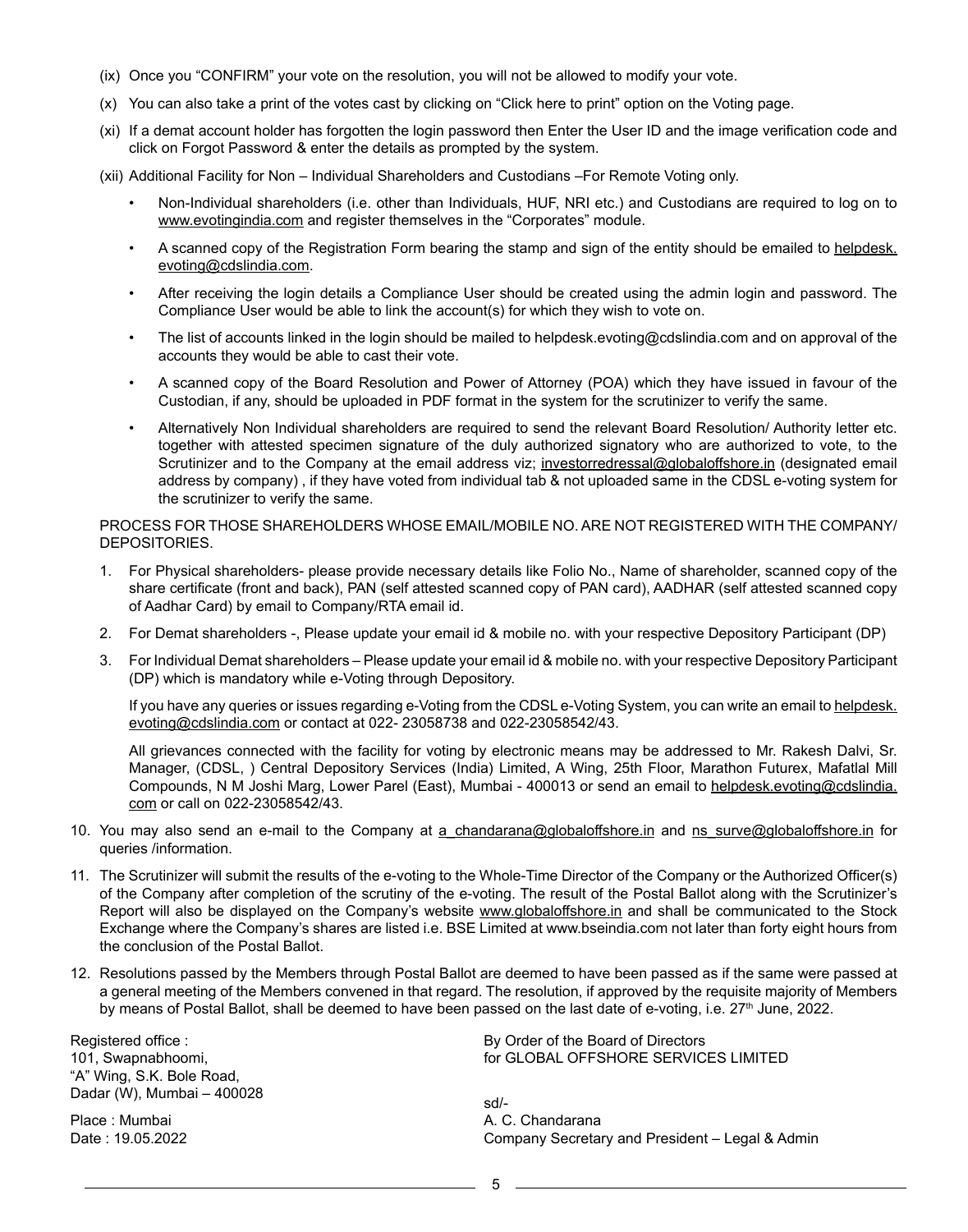(ix) Once you "CONFIRM" your vote on the resolution, you will not be allowed to modify your vote.

(x) You can also take a print of the votes cast by clicking on "Click here to print" option on the Voting page.

(xi) If a demat account holder has forgotten the login password then Enter the User ID and the image verification code and click on Forgot Password & enter the details as prompted by the system.

(xii) Additional Facility for Non – Individual Shareholders and Custodians –For Remote Voting only.

- Non-Individual shareholders (i.e. other than Individuals, HUF, NRI etc.) and Custodians are required to log on to www.evotingindia.com and register themselves in the "Corporates" module.
- A scanned copy of the Registration Form bearing the stamp and sign of the entity should be emailed to helpdesk.evoting@cdslindia.com.
- After receiving the login details a Compliance User should be created using the admin login and password. The Compliance User would be able to link the account(s) for which they wish to vote on.
- The list of accounts linked in the login should be mailed to helpdesk.evoting@cdslindia.com and on approval of the accounts they would be able to cast their vote.
- A scanned copy of the Board Resolution and Power of Attorney (POA) which they have issued in favour of the Custodian, if any, should be uploaded in PDF format in the system for the scrutinizer to verify the same.
- Alternatively Non Individual shareholders are required to send the relevant Board Resolution/ Authority letter etc. together with attested specimen signature of the duly authorized signatory who are authorized to vote, to the Scrutinizer and to the Company at the email address viz; investorredressal@globaloffshore.in (designated email address by company) , if they have voted from individual tab & not uploaded same in the CDSL e-voting system for the scrutinizer to verify the same.

PROCESS FOR THOSE SHAREHOLDERS WHOSE EMAIL/MOBILE NO. ARE NOT REGISTERED WITH THE COMPANY/ DEPOSITORIES.

1. For Physical shareholders- please provide necessary details like Folio No., Name of shareholder, scanned copy of the share certificate (front and back), PAN (self attested scanned copy of PAN card), AADHAR (self attested scanned copy of Aadhar Card) by email to Company/RTA email id.
2. For Demat shareholders -, Please update your email id & mobile no. with your respective Depository Participant (DP)
3. For Individual Demat shareholders – Please update your email id & mobile no. with your respective Depository Participant (DP) which is mandatory while e-Voting through Depository.

   If you have any queries or issues regarding e-Voting from the CDSL e-Voting System, you can write an email to helpdesk.evoting@cdslindia.com or contact at 022- 23058738 and 022-23058542/43.

   All grievances connected with the facility for voting by electronic means may be addressed to Mr. Rakesh Dalvi, Sr. Manager, (CDSL, ) Central Depository Services (India) Limited, A Wing, 25th Floor, Marathon Futurex, Mafatlal Mill Compounds, N M Joshi Marg, Lower Parel (East), Mumbai - 400013 or send an email to helpdesk.evoting@cdslindia.com or call on 022-23058542/43.

10. You may also send an e-mail to the Company at a_chandarana@globaloffshore.in and ns_surve@globaloffshore.in for queries /information.

11. The Scrutinizer will submit the results of the e-voting to the Whole-Time Director of the Company or the Authorized Officer(s) of the Company after completion of the scrutiny of the e-voting. The result of the Postal Ballot along with the Scrutinizer's Report will also be displayed on the Company's website www.globaloffshore.in and shall be communicated to the Stock Exchange where the Company's shares are listed i.e. BSE Limited at www.bseindia.com not later than forty eight hours from the conclusion of the Postal Ballot.

12. Resolutions passed by the Members through Postal Ballot are deemed to have been passed as if the same were passed at a general meeting of the Members convened in that regard. The resolution, if approved by the requisite majority of Members by means of Postal Ballot, shall be deemed to have been passed on the last date of e-voting, i.e. 27th June, 2022.

Registered office :
101, Swapnabhoomi,
"A" Wing, S.K. Bole Road,
Dadar (W), Mumbai – 400028

Place : Mumbai
Date : 19.05.2022

By Order of the Board of Directors
for GLOBAL OFFSHORE SERVICES LIMITED

sd/-
A. C. Chandarana
Company Secretary and President – Legal & Admin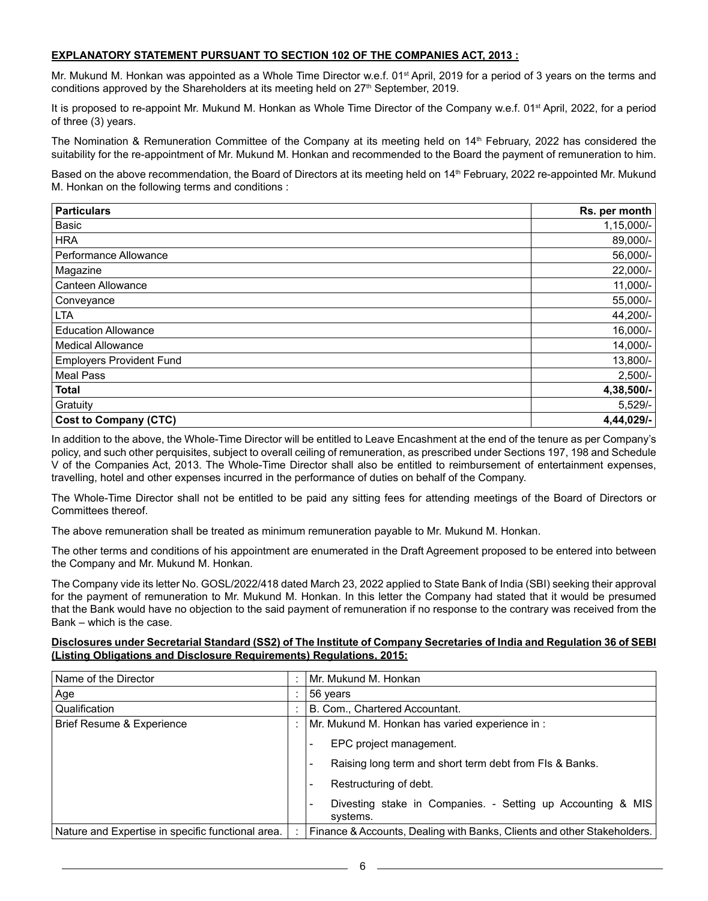**EXPLANATORY STATEMENT PURSUANT TO SECTION 102 OF THE COMPANIES ACT, 2013 :**

Mr. Mukund M. Honkan was appointed as a Whole Time Director w.e.f. 01st April, 2019 for a period of 3 years on the terms and conditions approved by the Shareholders at its meeting held on 27th September, 2019.

It is proposed to re-appoint Mr. Mukund M. Honkan as Whole Time Director of the Company w.e.f. 01st April, 2022, for a period of three (3) years.

The Nomination & Remuneration Committee of the Company at its meeting held on 14th February, 2022 has considered the suitability for the re-appointment of Mr. Mukund M. Honkan and recommended to the Board the payment of remuneration to him.

Based on the above recommendation, the Board of Directors at its meeting held on 14th February, 2022 re-appointed Mr. Mukund M. Honkan on the following terms and conditions :

| **Particulars** | **Rs. per month** |
|---|---:|
| Basic | 1,15,000/- |
| HRA | 89,000/- |
| Performance Allowance | 56,000/- |
| Magazine | 22,000/- |
| Canteen Allowance | 11,000/- |
| Conveyance | 55,000/- |
| LTA | 44,200/- |
| Education Allowance | 16,000/- |
| Medical Allowance | 14,000/- |
| Employers Provident Fund | 13,800/- |
| Meal Pass | 2,500/- |
| **Total** | **4,38,500/-** |
| Gratuity | 5,529/- |
| **Cost to Company (CTC)** | **4,44,029/-** |

In addition to the above, the Whole-Time Director will be entitled to Leave Encashment at the end of the tenure as per Company's policy, and such other perquisites, subject to overall ceiling of remuneration, as prescribed under Sections 197, 198 and Schedule V of the Companies Act, 2013. The Whole-Time Director shall also be entitled to reimbursement of entertainment expenses, travelling, hotel and other expenses incurred in the performance of duties on behalf of the Company.

The Whole-Time Director shall not be entitled to be paid any sitting fees for attending meetings of the Board of Directors or Committees thereof.

The above remuneration shall be treated as minimum remuneration payable to Mr. Mukund M. Honkan.

The other terms and conditions of his appointment are enumerated in the Draft Agreement proposed to be entered into between the Company and Mr. Mukund M. Honkan.

The Company vide its letter No. GOSL/2022/418 dated March 23, 2022 applied to State Bank of India (SBI) seeking their approval for the payment of remuneration to Mr. Mukund M. Honkan. In this letter the Company had stated that it would be presumed that the Bank would have no objection to the said payment of remuneration if no response to the contrary was received from the Bank – which is the case.

**Disclosures under Secretarial Standard (SS2) of The Institute of Company Secretaries of India and Regulation 36 of SEBI (Listing Obligations and Disclosure Requirements) Regulations, 2015:**

| | | |
|---|---|---|
| Name of the Director | : | Mr. Mukund M. Honkan |
| Age | : | 56 years |
| Qualification | : | B. Com., Chartered Accountant. |
| Brief Resume & Experience | : | Mr. Mukund M. Honkan has varied experience in :<br>- EPC project management.<br>- Raising long term and short term debt from FIs & Banks.<br>- Restructuring of debt.<br>- Divesting stake in Companies. - Setting up Accounting & MIS systems. |
| Nature and Expertise in specific functional area. | : | Finance & Accounts, Dealing with Banks, Clients and other Stakeholders. |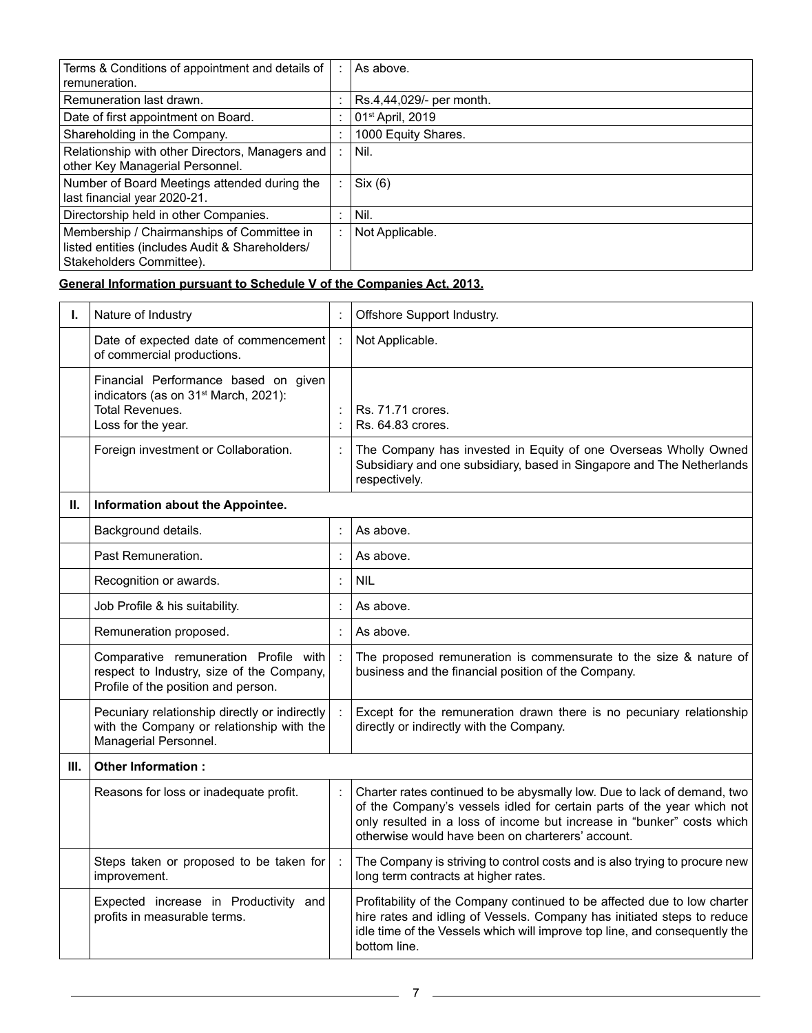| Terms & Conditions of appointment and details of remuneration. | : | As above. |
|---|---|---|
| Remuneration last drawn. | : | Rs.4,44,029/- per month. |
| Date of first appointment on Board. | : | 01st April, 2019 |
| Shareholding in the Company. | : | 1000 Equity Shares. |
| Relationship with other Directors, Managers and other Key Managerial Personnel. | : | Nil. |
| Number of Board Meetings attended during the last financial year 2020-21. | : | Six (6) |
| Directorship held in other Companies. | : | Nil. |
| Membership / Chairmanships of Committee in listed entities (includes Audit & Shareholders/ Stakeholders Committee). | : | Not Applicable. |

**General Information pursuant to Schedule V of the Companies Act, 2013.**

| I. | Nature of Industry | : | Offshore Support Industry. |
|---|---|---|---|
| | Date of expected date of commencement of commercial productions. | : | Not Applicable. |
| | Financial Performance based on given indicators (as on 31st March, 2021):<br>Total Revenues.<br>Loss for the year. | :<br>: | <br>Rs. 71.71 crores.<br>Rs. 64.83 crores. |
| | Foreign investment or Collaboration. | : | The Company has invested in Equity of one Overseas Wholly Owned Subsidiary and one subsidiary, based in Singapore and The Netherlands respectively. |
| II. | **Information about the Appointee.** | | |
| | Background details. | : | As above. |
| | Past Remuneration. | : | As above. |
| | Recognition or awards. | : | NIL |
| | Job Profile & his suitability. | : | As above. |
| | Remuneration proposed. | : | As above. |
| | Comparative remuneration Profile with respect to Industry, size of the Company, Profile of the position and person. | : | The proposed remuneration is commensurate to the size & nature of business and the financial position of the Company. |
| | Pecuniary relationship directly or indirectly with the Company or relationship with the Managerial Personnel. | : | Except for the remuneration drawn there is no pecuniary relationship directly or indirectly with the Company. |
| III. | **Other Information :** | | |
| | Reasons for loss or inadequate profit. | : | Charter rates continued to be abysmally low. Due to lack of demand, two of the Company's vessels idled for certain parts of the year which not only resulted in a loss of income but increase in "bunker" costs which otherwise would have been on charterers' account. |
| | Steps taken or proposed to be taken for improvement. | : | The Company is striving to control costs and is also trying to procure new long term contracts at higher rates. |
| | Expected increase in Productivity and profits in measurable terms. | | Profitability of the Company continued to be affected due to low charter hire rates and idling of Vessels. Company has initiated steps to reduce idle time of the Vessels which will improve top line, and consequently the bottom line. |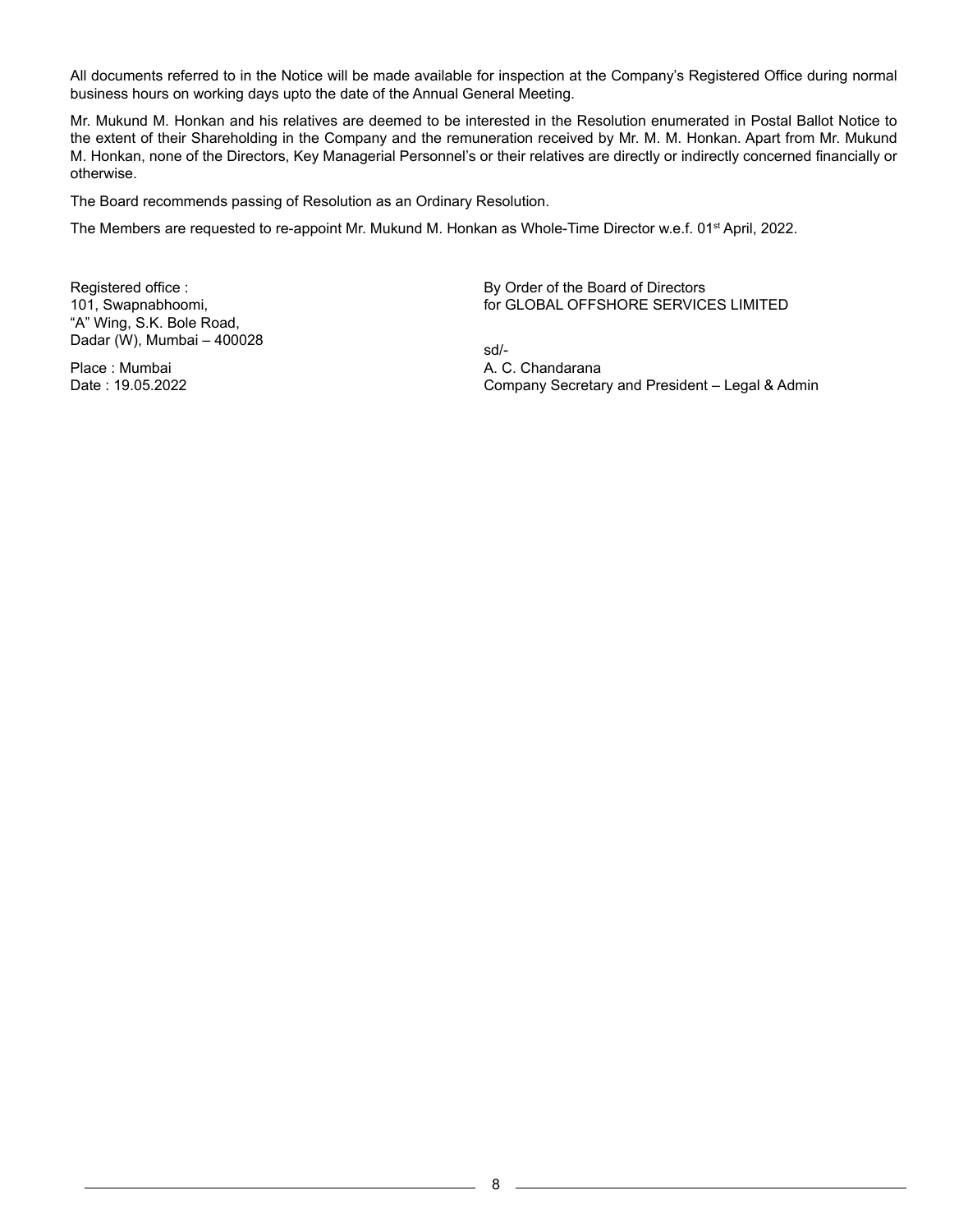All documents referred to in the Notice will be made available for inspection at the Company's Registered Office during normal business hours on working days upto the date of the Annual General Meeting.

Mr. Mukund M. Honkan and his relatives are deemed to be interested in the Resolution enumerated in Postal Ballot Notice to the extent of their Shareholding in the Company and the remuneration received by Mr. M. M. Honkan. Apart from Mr. Mukund M. Honkan, none of the Directors, Key Managerial Personnel's or their relatives are directly or indirectly concerned financially or otherwise.

The Board recommends passing of Resolution as an Ordinary Resolution.

The Members are requested to re-appoint Mr. Mukund M. Honkan as Whole-Time Director w.e.f. 01st April, 2022.

Registered office :
101, Swapnabhoomi,
"A" Wing, S.K. Bole Road,
Dadar (W), Mumbai – 400028

Place : Mumbai
Date : 19.05.2022

By Order of the Board of Directors
for GLOBAL OFFSHORE SERVICES LIMITED

sd/-
A. C. Chandarana
Company Secretary and President – Legal & Admin